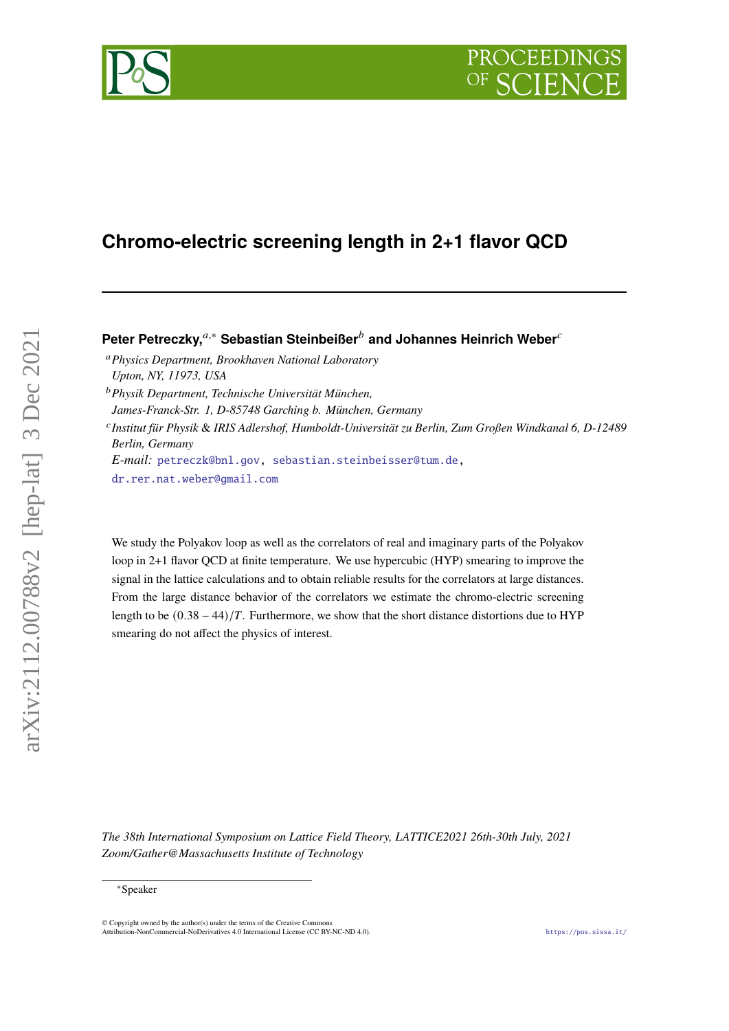# Chromo-electric screening length in 2+1 flavor QCD

**Peter Petreczky,[a,*] Sebastian Steinbeißer[b] and Johannes Heinrich Weber[c]**

[a] *Physics Department, Brookhaven National Laboratory Upton, NY, 11973, USA*

[b] *Physik Department, Technische Universität München, James-Franck-Str. 1, D-85748 Garching b. München, Germany*

[c] *Institut für Physik & IRIS Adlershof, Humboldt-Universität zu Berlin, Zum Großen Windkanal 6, D-12489 Berlin, Germany*

*E-mail:* petreczk@bnl.gov, sebastian.steinbeisser@tum.de, dr.rer.nat.weber@gmail.com

We study the Polyakov loop as well as the correlators of real and imaginary parts of the Polyakov loop in 2+1 flavor QCD at finite temperature. We use hypercubic (HYP) smearing to improve the signal in the lattice calculations and to obtain reliable results for the correlators at large distances. From the large distance behavior of the correlators we estimate the chromo-electric screening length to be $(0.38 - 44)/T$. Furthermore, we show that the short distance distortions due to HYP smearing do not affect the physics of interest.

*The 38th International Symposium on Lattice Field Theory, LATTICE2021 26th-30th July, 2021 Zoom/Gather@Massachusetts Institute of Technology*

*Speaker

© Copyright owned by the author(s) under the terms of the Creative Commons Attribution-NonCommercial-NoDerivatives 4.0 International License (CC BY-NC-ND 4.0).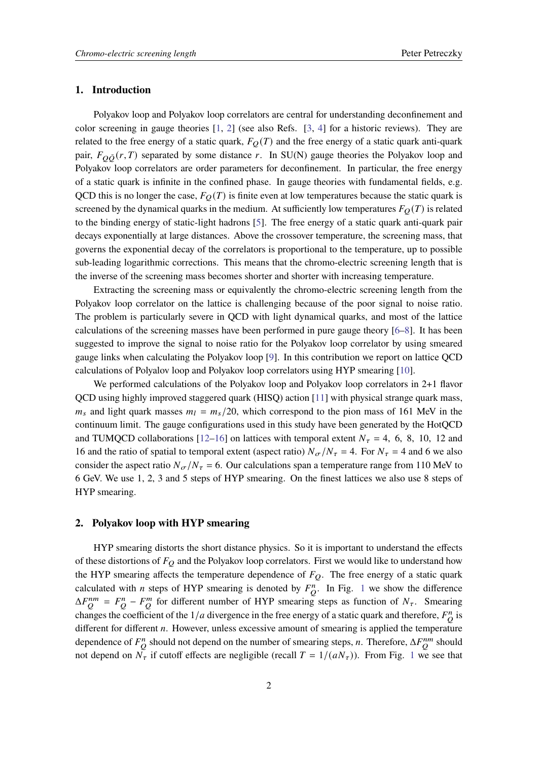## 1. Introduction

Polyakov loop and Polyakov loop correlators are central for understanding deconfinement and color screening in gauge theories [1, 2] (see also Refs. [3, 4] for a historic reviews). They are related to the free energy of a static quark, $F_Q(T)$ and the free energy of a static quark anti-quark pair, $F_{Q\bar{Q}}(r,T)$ separated by some distance $r$. In SU(N) gauge theories the Polyakov loop and Polyakov loop correlators are order parameters for deconfinement. In particular, the free energy of a static quark is infinite in the confined phase. In gauge theories with fundamental fields, e.g. QCD this is no longer the case, $F_Q(T)$ is finite even at low temperatures because the static quark is screened by the dynamical quarks in the medium. At sufficiently low temperatures $F_Q(T)$ is related to the binding energy of static-light hadrons [5]. The free energy of a static quark anti-quark pair decays exponentially at large distances. Above the crossover temperature, the screening mass, that governs the exponential decay of the correlators is proportional to the temperature, up to possible sub-leading logarithmic corrections. This means that the chromo-electric screening length that is the inverse of the screening mass becomes shorter and shorter with increasing temperature.

Extracting the screening mass or equivalently the chromo-electric screening length from the Polyakov loop correlator on the lattice is challenging because of the poor signal to noise ratio. The problem is particularly severe in QCD with light dynamical quarks, and most of the lattice calculations of the screening masses have been performed in pure gauge theory [6–8]. It has been suggested to improve the signal to noise ratio for the Polyakov loop correlator by using smeared gauge links when calculating the Polyakov loop [9]. In this contribution we report on lattice QCD calculations of Polyalov loop and Polyakov loop correlators using HYP smearing [10].

We performed calculations of the Polyakov loop and Polyakov loop correlators in 2+1 flavor QCD using highly improved staggered quark (HISQ) action [11] with physical strange quark mass, $m_s$ and light quark masses $m_l = m_s/20$, which correspond to the pion mass of 161 MeV in the continuum limit. The gauge configurations used in this study have been generated by the HotQCD and TUMQCD collaborations [12–16] on lattices with temporal extent $N_\tau = 4,\ 6,\ 8,\ 10,\ 12$ and 16 and the ratio of spatial to temporal extent (aspect ratio) $N_\sigma/N_\tau = 4$. For $N_\tau = 4$ and 6 we also consider the aspect ratio $N_\sigma/N_\tau = 6$. Our calculations span a temperature range from 110 MeV to 6 GeV. We use 1, 2, 3 and 5 steps of HYP smearing. On the finest lattices we also use 8 steps of HYP smearing.

## 2. Polyakov loop with HYP smearing

HYP smearing distorts the short distance physics. So it is important to understand the effects of these distortions of $F_Q$ and the Polyakov loop correlators. First we would like to understand how the HYP smearing affects the temperature dependence of $F_Q$. The free energy of a static quark calculated with $n$ steps of HYP smearing is denoted by $F_Q^n$. In Fig. 1 we show the difference $\Delta F_Q^{nm} = F_Q^n - F_Q^m$ for different number of HYP smearing steps as function of $N_\tau$. Smearing changes the coefficient of the $1/a$ divergence in the free energy of a static quark and therefore, $F_Q^n$ is different for different $n$. However, unless excessive amount of smearing is applied the temperature dependence of $F_Q^n$ should not depend on the number of smearing steps, $n$. Therefore, $\Delta F_Q^{nm}$ should not depend on $N_\tau$ if cutoff effects are negligible (recall $T = 1/(aN_\tau)$). From Fig. 1 we see that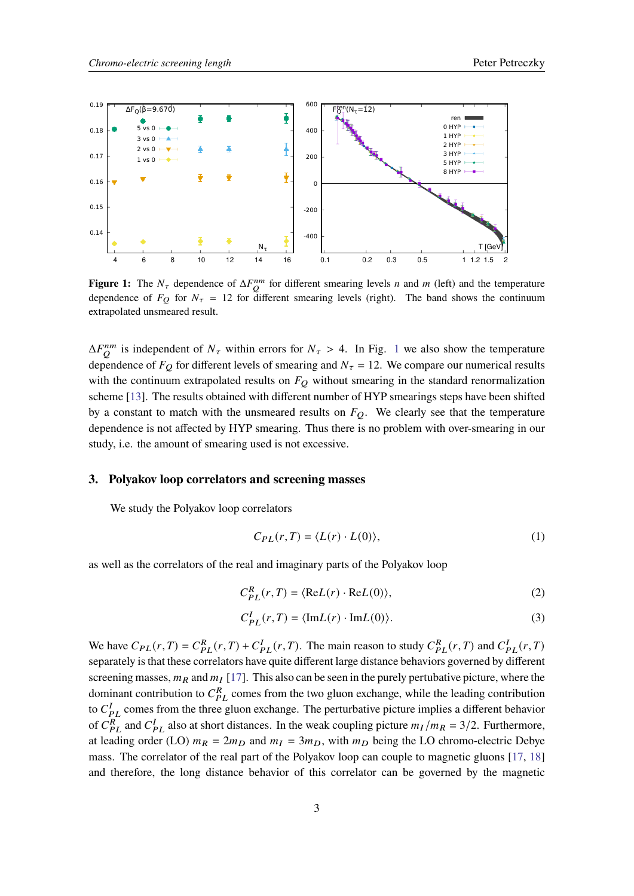**Figure 1:** The $N_\tau$ dependence of $\Delta F_Q^{nm}$ for different smearing levels $n$ and $m$ (left) and the temperature dependence of $F_Q$ for $N_\tau = 12$ for different smearing levels (right). The band shows the continuum extrapolated unsmeared result.

$\Delta F_Q^{nm}$ is independent of $N_\tau$ within errors for $N_\tau > 4$. In Fig. 1 we also show the temperature dependence of $F_Q$ for different levels of smearing and $N_\tau = 12$. We compare our numerical results with the continuum extrapolated results on $F_Q$ without smearing in the standard renormalization scheme [13]. The results obtained with different number of HYP smearings steps have been shifted by a constant to match with the unsmeared results on $F_Q$. We clearly see that the temperature dependence is not affected by HYP smearing. Thus there is no problem with over-smearing in our study, i.e. the amount of smearing used is not excessive.

## 3. Polyakov loop correlators and screening masses

We study the Polyakov loop correlators

$$C_{PL}(r,T) = \langle L(r) \cdot L(0) \rangle, \tag{1}$$

as well as the correlators of the real and imaginary parts of the Polyakov loop

$$C_{PL}^R(r,T) = \langle \mathrm{Re}L(r) \cdot \mathrm{Re}L(0) \rangle, \tag{2}$$

$$C_{PL}^I(r,T) = \langle \mathrm{Im}L(r) \cdot \mathrm{Im}L(0) \rangle. \tag{3}$$

We have $C_{PL}(r,T) = C_{PL}^R(r,T) + C_{PL}^I(r,T)$. The main reason to study $C_{PL}^R(r,T)$ and $C_{PL}^I(r,T)$ separately is that these correlators have quite different large distance behaviors governed by different screening masses, $m_R$ and $m_I$ [17]. This also can be seen in the purely pertubative picture, where the dominant contribution to $C_{PL}^R$ comes from the two gluon exchange, while the leading contribution to $C_{PL}^I$ comes from the three gluon exchange. The perturbative picture implies a different behavior of $C_{PL}^R$ and $C_{PL}^I$ also at short distances. In the weak coupling picture $m_I/m_R = 3/2$. Furthermore, at leading order (LO) $m_R = 2m_D$ and $m_I = 3m_D$, with $m_D$ being the LO chromo-electric Debye mass. The correlator of the real part of the Polyakov loop can couple to magnetic gluons [17, 18] and therefore, the long distance behavior of this correlator can be governed by the magnetic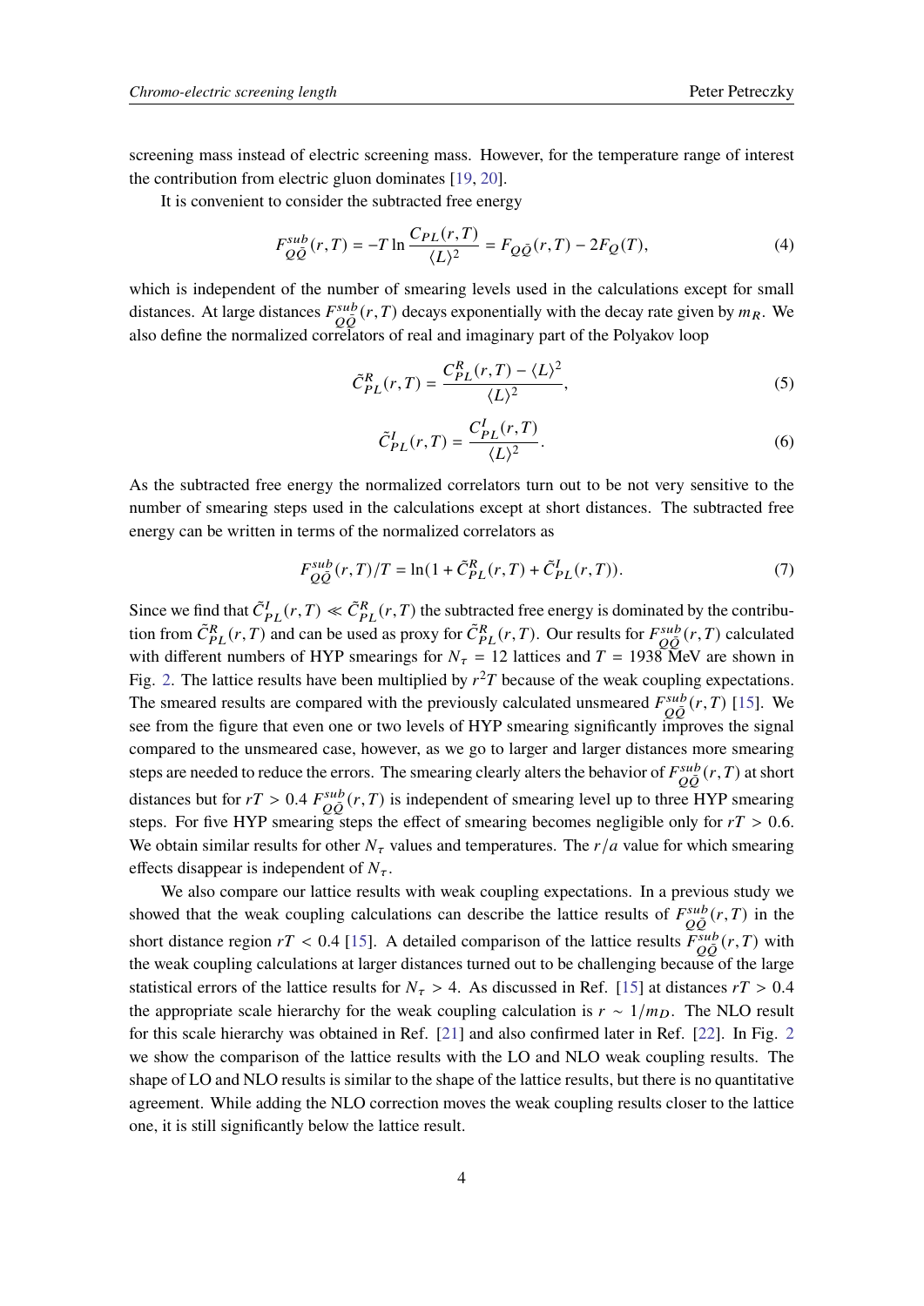screening mass instead of electric screening mass. However, for the temperature range of interest the contribution from electric gluon dominates [19, 20].

It is convenient to consider the subtracted free energy

$$F^{sub}_{Q\bar{Q}}(r,T) = -T \ln \frac{C_{PL}(r,T)}{\langle L \rangle^2} = F_{Q\bar{Q}}(r,T) - 2F_Q(T), \tag{4}$$

which is independent of the number of smearing levels used in the calculations except for small distances. At large distances $F^{sub}_{Q\bar{Q}}(r,T)$ decays exponentially with the decay rate given by $m_R$. We also define the normalized correlators of real and imaginary part of the Polyakov loop

$$\tilde{C}^R_{PL}(r,T) = \frac{C^R_{PL}(r,T) - \langle L \rangle^2}{\langle L \rangle^2}, \tag{5}$$

$$\tilde{C}^I_{PL}(r,T) = \frac{C^I_{PL}(r,T)}{\langle L \rangle^2}. \tag{6}$$

As the subtracted free energy the normalized correlators turn out to be not very sensitive to the number of smearing steps used in the calculations except at short distances. The subtracted free energy can be written in terms of the normalized correlators as

$$F^{sub}_{Q\bar{Q}}(r,T)/T = \ln(1 + \tilde{C}^R_{PL}(r,T) + \tilde{C}^I_{PL}(r,T)). \tag{7}$$

Since we find that $\tilde{C}^I_{PL}(r,T) \ll \tilde{C}^R_{PL}(r,T)$ the subtracted free energy is dominated by the contribution from $\tilde{C}^R_{PL}(r,T)$ and can be used as proxy for $\tilde{C}^R_{PL}(r,T)$. Our results for $F^{sub}_{Q\bar{Q}}(r,T)$ calculated with different numbers of HYP smearings for $N_\tau = 12$ lattices and $T = 1938$ MeV are shown in Fig. 2. The lattice results have been multiplied by $r^2 T$ because of the weak coupling expectations. The smeared results are compared with the previously calculated unsmeared $F^{sub}_{Q\bar{Q}}(r,T)$ [15]. We see from the figure that even one or two levels of HYP smearing significantly improves the signal compared to the unsmeared case, however, as we go to larger and larger distances more smearing steps are needed to reduce the errors. The smearing clearly alters the behavior of $F^{sub}_{Q\bar{Q}}(r,T)$ at short distances but for $rT > 0.4$ $F^{sub}_{Q\bar{Q}}(r,T)$ is independent of smearing level up to three HYP smearing steps. For five HYP smearing steps the effect of smearing becomes negligible only for $rT > 0.6$. We obtain similar results for other $N_\tau$ values and temperatures. The $r/a$ value for which smearing effects disappear is independent of $N_\tau$.

We also compare our lattice results with weak coupling expectations. In a previous study we showed that the weak coupling calculations can describe the lattice results of $F^{sub}_{Q\bar{Q}}(r,T)$ in the short distance region $rT < 0.4$ [15]. A detailed comparison of the lattice results $F^{sub}_{Q\bar{Q}}(r,T)$ with the weak coupling calculations at larger distances turned out to be challenging because of the large statistical errors of the lattice results for $N_\tau > 4$. As discussed in Ref. [15] at distances $rT > 0.4$ the appropriate scale hierarchy for the weak coupling calculation is $r \sim 1/m_D$. The NLO result for this scale hierarchy was obtained in Ref. [21] and also confirmed later in Ref. [22]. In Fig. 2 we show the comparison of the lattice results with the LO and NLO weak coupling results. The shape of LO and NLO results is similar to the shape of the lattice results, but there is no quantitative agreement. While adding the NLO correction moves the weak coupling results closer to the lattice one, it is still significantly below the lattice result.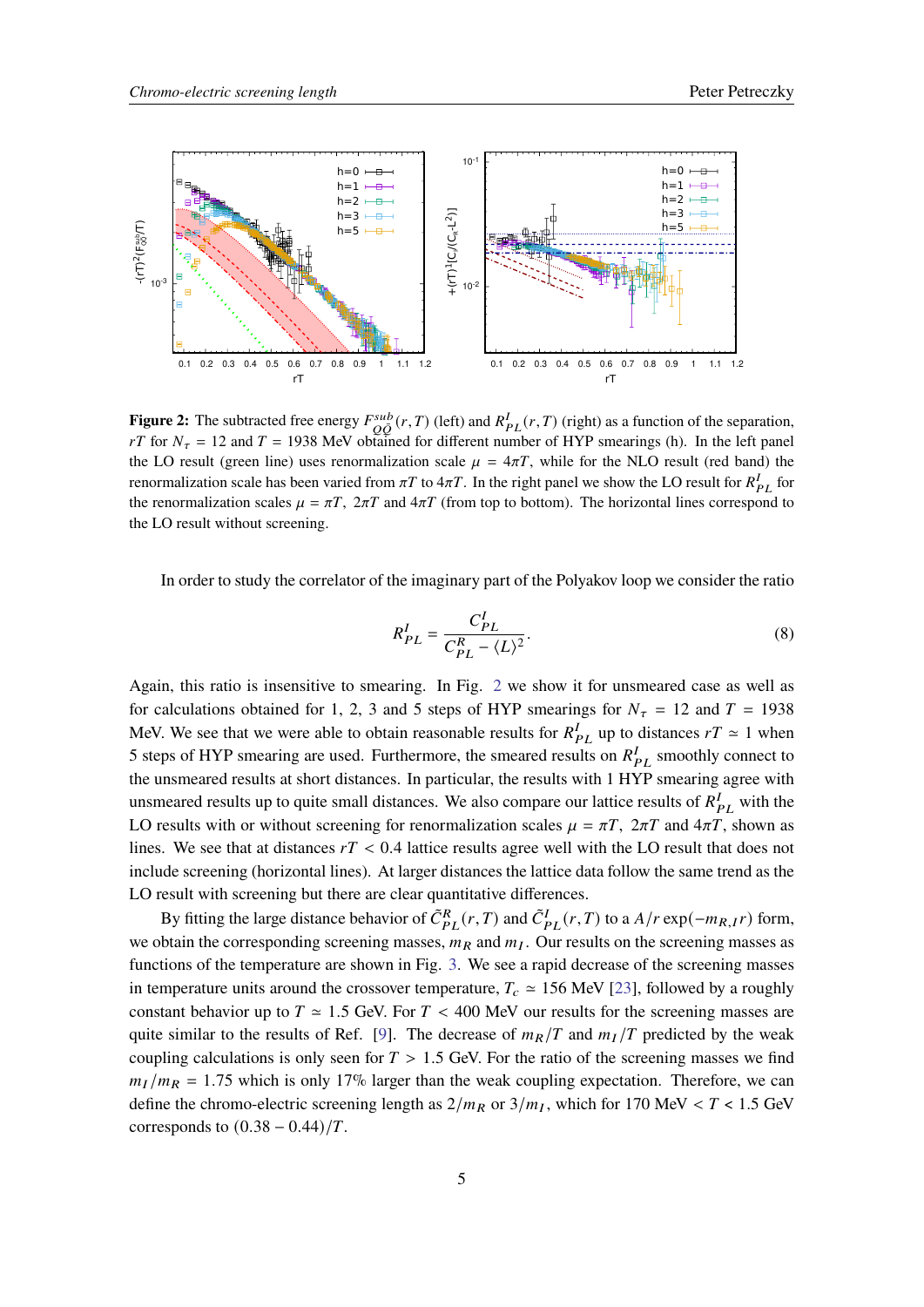**Figure 2:** The subtracted free energy $F^{sub}_{Q\bar{Q}}(r,T)$ (left) and $R^I_{PL}(r,T)$ (right) as a function of the separation, $rT$ for $N_\tau = 12$ and $T = 1938$ MeV obtained for different number of HYP smearings (h). In the left panel the LO result (green line) uses renormalization scale $\mu = 4\pi T$, while for the NLO result (red band) the renormalization scale has been varied from $\pi T$ to $4\pi T$. In the right panel we show the LO result for $R^I_{PL}$ for the renormalization scales $\mu = \pi T$, $2\pi T$ and $4\pi T$ (from top to bottom). The horizontal lines correspond to the LO result without screening.

In order to study the correlator of the imaginary part of the Polyakov loop we consider the ratio

$$R^I_{PL} = \frac{C^I_{PL}}{C^R_{PL} - \langle L \rangle^2}. \tag{8}$$

Again, this ratio is insensitive to smearing. In Fig. 2 we show it for unsmeared case as well as for calculations obtained for 1, 2, 3 and 5 steps of HYP smearings for $N_\tau = 12$ and $T = 1938$ MeV. We see that we were able to obtain reasonable results for $R^I_{PL}$ up to distances $rT \simeq 1$ when 5 steps of HYP smearing are used. Furthermore, the smeared results on $R^I_{PL}$ smoothly connect to the unsmeared results at short distances. In particular, the results with 1 HYP smearing agree with unsmeared results up to quite small distances. We also compare our lattice results of $R^I_{PL}$ with the LO results with or without screening for renormalization scales $\mu = \pi T$, $2\pi T$ and $4\pi T$, shown as lines. We see that at distances $rT < 0.4$ lattice results agree well with the LO result that does not include screening (horizontal lines). At larger distances the lattice data follow the same trend as the LO result with screening but there are clear quantitative differences.

By fitting the large distance behavior of $\tilde{C}^R_{PL}(r,T)$ and $\tilde{C}^I_{PL}(r,T)$ to a $A/r\exp(-m_{R,I}r)$ form, we obtain the corresponding screening masses, $m_R$ and $m_I$. Our results on the screening masses as functions of the temperature are shown in Fig. 3. We see a rapid decrease of the screening masses in temperature units around the crossover temperature, $T_c \simeq 156$ MeV [23], followed by a roughly constant behavior up to $T \simeq 1.5$ GeV. For $T < 400$ MeV our results for the screening masses are quite similar to the results of Ref. [9]. The decrease of $m_R/T$ and $m_I/T$ predicted by the weak coupling calculations is only seen for $T > 1.5$ GeV. For the ratio of the screening masses we find $m_I/m_R = 1.75$ which is only 17% larger than the weak coupling expectation. Therefore, we can define the chromo-electric screening length as $2/m_R$ or $3/m_I$, which for 170 MeV $< T <$ 1.5 GeV corresponds to $(0.38 - 0.44)/T$.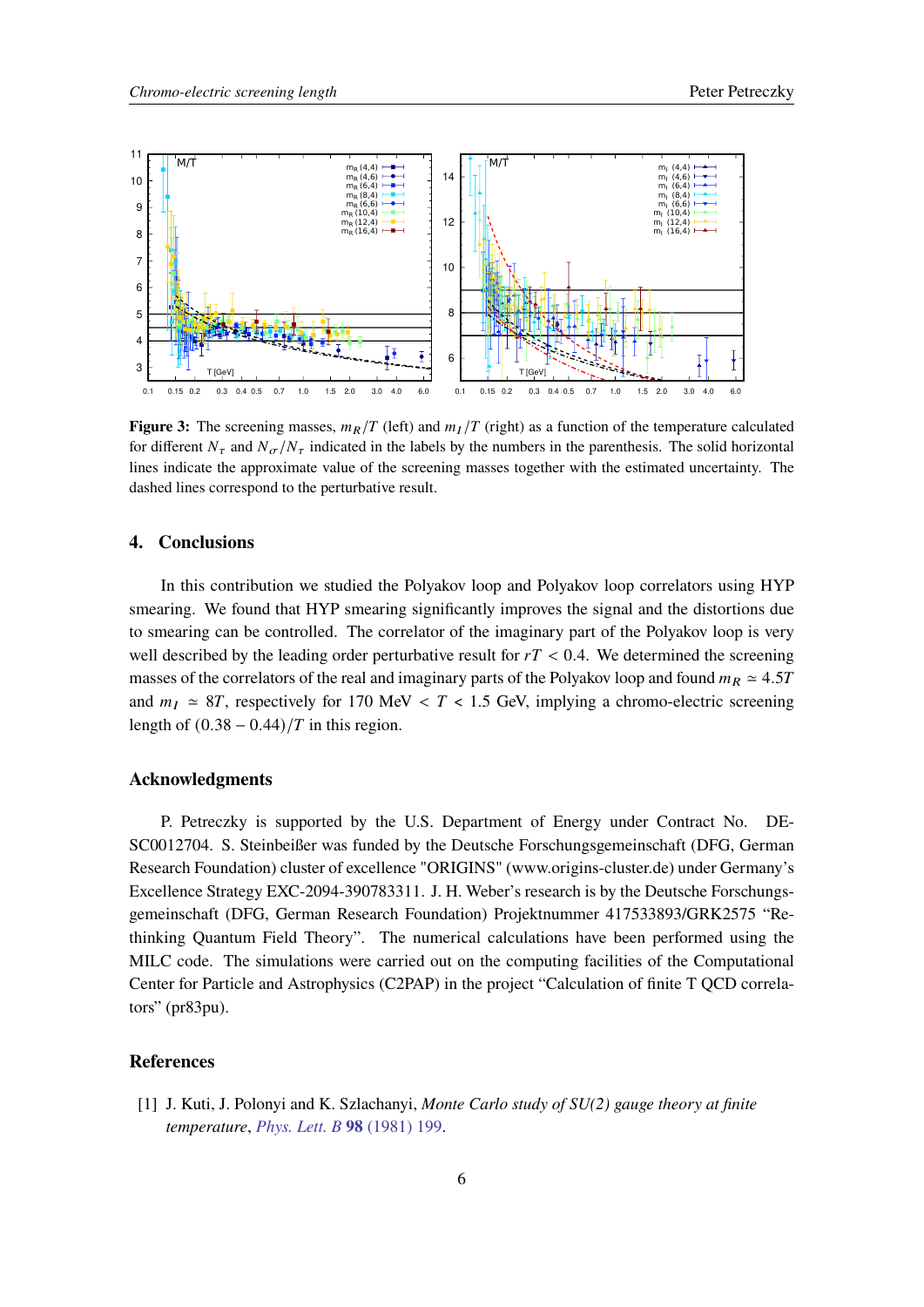**Figure 3:** The screening masses, $m_R/T$ (left) and $m_I/T$ (right) as a function of the temperature calculated for different $N_\tau$ and $N_\sigma/N_\tau$ indicated in the labels by the numbers in the parenthesis. The solid horizontal lines indicate the approximate value of the screening masses together with the estimated uncertainty. The dashed lines correspond to the perturbative result.

## 4. Conclusions

In this contribution we studied the Polyakov loop and Polyakov loop correlators using HYP smearing. We found that HYP smearing significantly improves the signal and the distortions due to smearing can be controlled. The correlator of the imaginary part of the Polyakov loop is very well described by the leading order perturbative result for $rT < 0.4$. We determined the screening masses of the correlators of the real and imaginary parts of the Polyakov loop and found $m_R \simeq 4.5T$ and $m_I \simeq 8T$, respectively for 170 MeV $< T <$ 1.5 GeV, implying a chromo-electric screening length of $(0.38 - 0.44)/T$ in this region.

## Acknowledgments

P. Petreczky is supported by the U.S. Department of Energy under Contract No. DE-SC0012704. S. Steinbeißer was funded by the Deutsche Forschungsgemeinschaft (DFG, German Research Foundation) cluster of excellence "ORIGINS" (www.origins-cluster.de) under Germany's Excellence Strategy EXC-2094-390783311. J. H. Weber's research is by the Deutsche Forschungsgemeinschaft (DFG, German Research Foundation) Projektnummer 417533893/GRK2575 "Rethinking Quantum Field Theory". The numerical calculations have been performed using the MILC code. The simulations were carried out on the computing facilities of the Computational Center for Particle and Astrophysics (C2PAP) in the project "Calculation of finite T QCD correlators" (pr83pu).

## References

[1] J. Kuti, J. Polonyi and K. Szlachanyi, *Monte Carlo study of SU(2) gauge theory at finite temperature*, Phys. Lett. B **98** (1981) 199.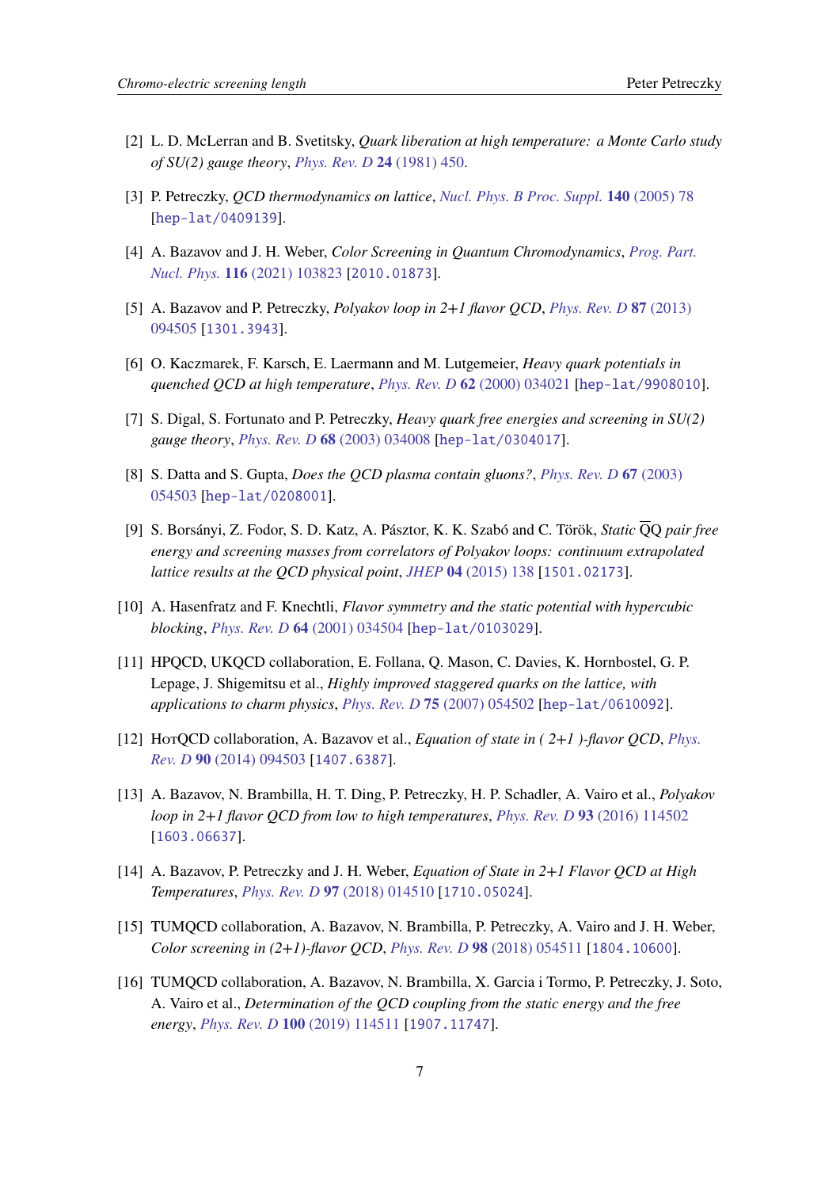[2] L. D. McLerran and B. Svetitsky, *Quark liberation at high temperature: a Monte Carlo study of SU(2) gauge theory*, *Phys. Rev. D* **24** (1981) 450.

[3] P. Petreczky, *QCD thermodynamics on lattice*, *Nucl. Phys. B Proc. Suppl.* **140** (2005) 78 [hep-lat/0409139].

[4] A. Bazavov and J. H. Weber, *Color Screening in Quantum Chromodynamics*, *Prog. Part. Nucl. Phys.* **116** (2021) 103823 [2010.01873].

[5] A. Bazavov and P. Petreczky, *Polyakov loop in 2+1 flavor QCD*, *Phys. Rev. D* **87** (2013) 094505 [1301.3943].

[6] O. Kaczmarek, F. Karsch, E. Laermann and M. Lutgemeier, *Heavy quark potentials in quenched QCD at high temperature*, *Phys. Rev. D* **62** (2000) 034021 [hep-lat/9908010].

[7] S. Digal, S. Fortunato and P. Petreczky, *Heavy quark free energies and screening in SU(2) gauge theory*, *Phys. Rev. D* **68** (2003) 034008 [hep-lat/0304017].

[8] S. Datta and S. Gupta, *Does the QCD plasma contain gluons?*, *Phys. Rev. D* **67** (2003) 054503 [hep-lat/0208001].

[9] S. Borsányi, Z. Fodor, S. D. Katz, A. Pásztor, K. K. Szabó and C. Török, *Static $\overline{Q}Q$ pair free energy and screening masses from correlators of Polyakov loops: continuum extrapolated lattice results at the QCD physical point*, *JHEP* **04** (2015) 138 [1501.02173].

[10] A. Hasenfratz and F. Knechtli, *Flavor symmetry and the static potential with hypercubic blocking*, *Phys. Rev. D* **64** (2001) 034504 [hep-lat/0103029].

[11] HPQCD, UKQCD collaboration, E. Follana, Q. Mason, C. Davies, K. Hornbostel, G. P. Lepage, J. Shigemitsu et al., *Highly improved staggered quarks on the lattice, with applications to charm physics*, *Phys. Rev. D* **75** (2007) 054502 [hep-lat/0610092].

[12] HotQCD collaboration, A. Bazavov et al., *Equation of state in ( 2+1 )-flavor QCD*, *Phys. Rev. D* **90** (2014) 094503 [1407.6387].

[13] A. Bazavov, N. Brambilla, H. T. Ding, P. Petreczky, H. P. Schadler, A. Vairo et al., *Polyakov loop in 2+1 flavor QCD from low to high temperatures*, *Phys. Rev. D* **93** (2016) 114502 [1603.06637].

[14] A. Bazavov, P. Petreczky and J. H. Weber, *Equation of State in 2+1 Flavor QCD at High Temperatures*, *Phys. Rev. D* **97** (2018) 014510 [1710.05024].

[15] TUMQCD collaboration, A. Bazavov, N. Brambilla, P. Petreczky, A. Vairo and J. H. Weber, *Color screening in (2+1)-flavor QCD*, *Phys. Rev. D* **98** (2018) 054511 [1804.10600].

[16] TUMQCD collaboration, A. Bazavov, N. Brambilla, X. Garcia i Tormo, P. Petreczky, J. Soto, A. Vairo et al., *Determination of the QCD coupling from the static energy and the free energy*, *Phys. Rev. D* **100** (2019) 114511 [1907.11747].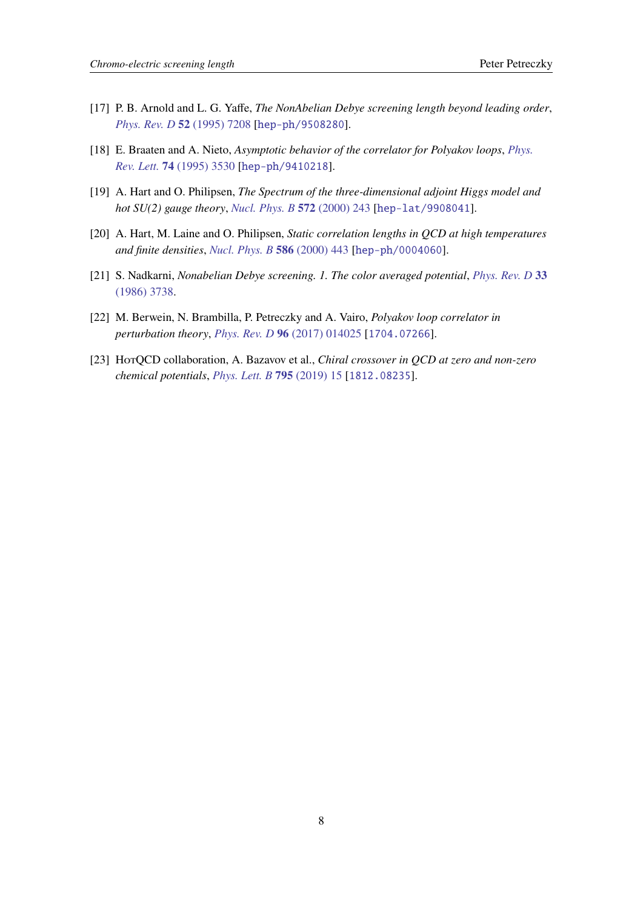[17] P. B. Arnold and L. G. Yaffe, *The NonAbelian Debye screening length beyond leading order*, *Phys. Rev. D* **52** (1995) 7208 [hep-ph/9508280].

[18] E. Braaten and A. Nieto, *Asymptotic behavior of the correlator for Polyakov loops*, *Phys. Rev. Lett.* **74** (1995) 3530 [hep-ph/9410218].

[19] A. Hart and O. Philipsen, *The Spectrum of the three-dimensional adjoint Higgs model and hot SU(2) gauge theory*, *Nucl. Phys. B* **572** (2000) 243 [hep-lat/9908041].

[20] A. Hart, M. Laine and O. Philipsen, *Static correlation lengths in QCD at high temperatures and finite densities*, *Nucl. Phys. B* **586** (2000) 443 [hep-ph/0004060].

[21] S. Nadkarni, *Nonabelian Debye screening. 1. The color averaged potential*, *Phys. Rev. D* **33** (1986) 3738.

[22] M. Berwein, N. Brambilla, P. Petreczky and A. Vairo, *Polyakov loop correlator in perturbation theory*, *Phys. Rev. D* **96** (2017) 014025 [1704.07266].

[23] HotQCD collaboration, A. Bazavov et al., *Chiral crossover in QCD at zero and non-zero chemical potentials*, *Phys. Lett. B* **795** (2019) 15 [1812.08235].